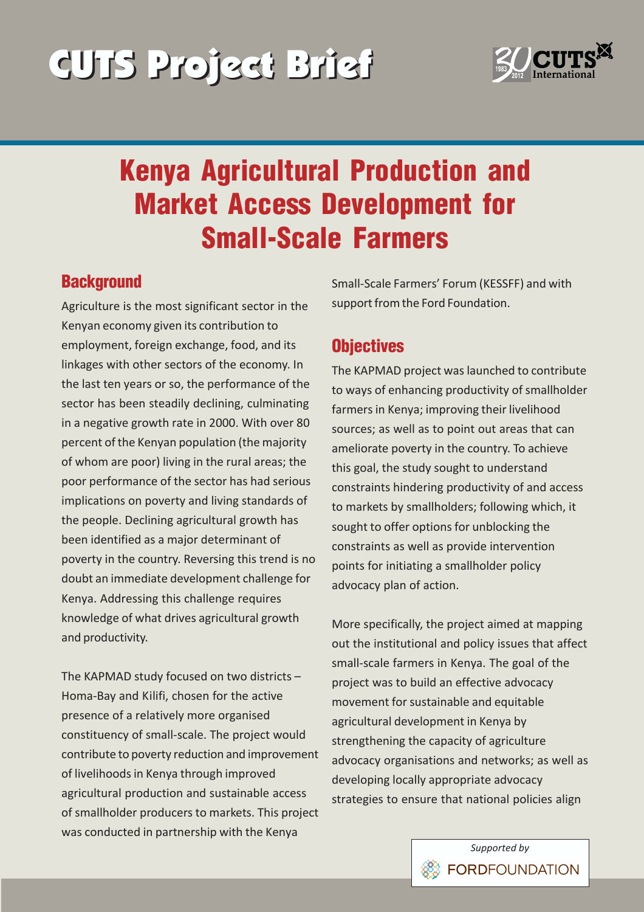# CUTS Project Brief

CUTS International

## Kenya Agricultural Production and Market Access Development for Small-Scale Farmers

### Background

Agriculture is the most significant sector in the Kenyan economy given its contribution to employment, foreign exchange, food, and its linkages with other sectors of the economy. In the last ten years or so, the performance of the sector has been steadily declining, culminating in a negative growth rate in 2000. With over 80 percent of the Kenyan population (the majority of whom are poor) living in the rural areas; the poor performance of the sector has had serious implications on poverty and living standards of the people. Declining agricultural growth has been identified as a major determinant of poverty in the country. Reversing this trend is no doubt an immediate development challenge for Kenya. Addressing this challenge requires knowledge of what drives agricultural growth and productivity.

The KAPMAD study focused on two districts – Homa-Bay and Kilifi, chosen for the active presence of a relatively more organised constituency of small-scale. The project would contribute to poverty reduction and improvement of livelihoods in Kenya through improved agricultural production and sustainable access of smallholder producers to markets. This project was conducted in partnership with the Kenya Small-Scale Farmers' Forum (KESSFF) and with support from the Ford Foundation.

### Objectives

The KAPMAD project was launched to contribute to ways of enhancing productivity of smallholder farmers in Kenya; improving their livelihood sources; as well as to point out areas that can ameliorate poverty in the country. To achieve this goal, the study sought to understand constraints hindering productivity of and access to markets by smallholders; following which, it sought to offer options for unblocking the constraints as well as provide intervention points for initiating a smallholder policy advocacy plan of action.

More specifically, the project aimed at mapping out the institutional and policy issues that affect small-scale farmers in Kenya. The goal of the project was to build an effective advocacy movement for sustainable and equitable agricultural development in Kenya by strengthening the capacity of agriculture advocacy organisations and networks; as well as developing locally appropriate advocacy strategies to ensure that national policies align

*Supported by* FORDFOUNDATION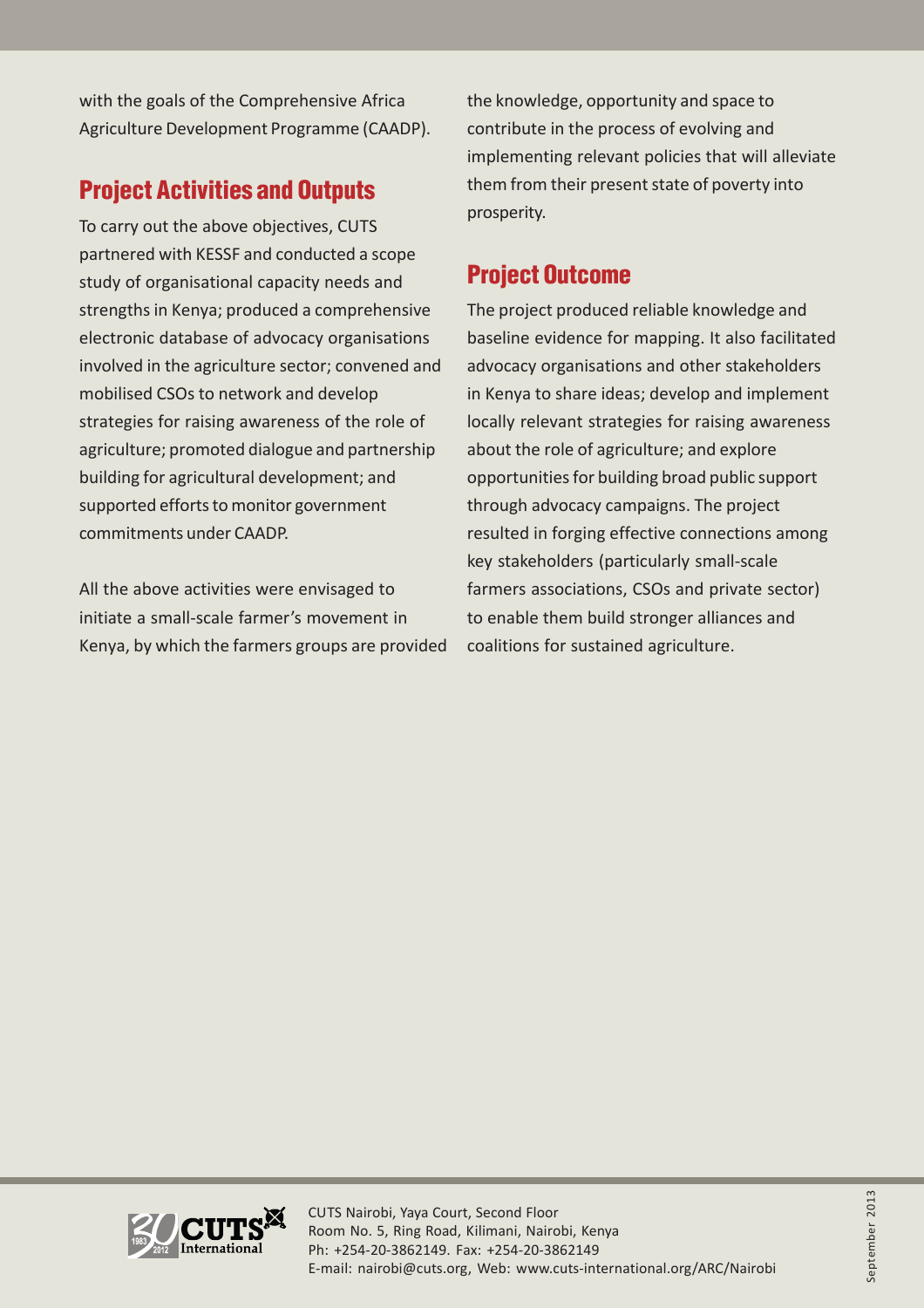with the goals of the Comprehensive Africa Agriculture Development Programme (CAADP).

## Project Activities and Outputs

To carry out the above objectives, CUTS partnered with KESSF and conducted a scope study of organisational capacity needs and strengths in Kenya; produced a comprehensive electronic database of advocacy organisations involved in the agriculture sector; convened and mobilised CSOs to network and develop strategies for raising awareness of the role of agriculture; promoted dialogue and partnership building for agricultural development; and supported efforts to monitor government commitments under CAADP.

All the above activities were envisaged to initiate a small-scale farmer's movement in Kenya, by which the farmers groups are provided the knowledge, opportunity and space to contribute in the process of evolving and implementing relevant policies that will alleviate them from their present state of poverty into prosperity.

## Project Outcome

The project produced reliable knowledge and baseline evidence for mapping. It also facilitated advocacy organisations and other stakeholders in Kenya to share ideas; develop and implement locally relevant strategies for raising awareness about the role of agriculture; and explore opportunities for building broad public support through advocacy campaigns. The project resulted in forging effective connections among key stakeholders (particularly small-scale farmers associations, CSOs and private sector) to enable them build stronger alliances and coalitions for sustained agriculture.

CUTS Nairobi, Yaya Court, Second Floor
Room No. 5, Ring Road, Kilimani, Nairobi, Kenya
Ph: +254-20-3862149. Fax: +254-20-3862149
E-mail: nairobi@cuts.org, Web: www.cuts-international.org/ARC/Nairobi

September 2013